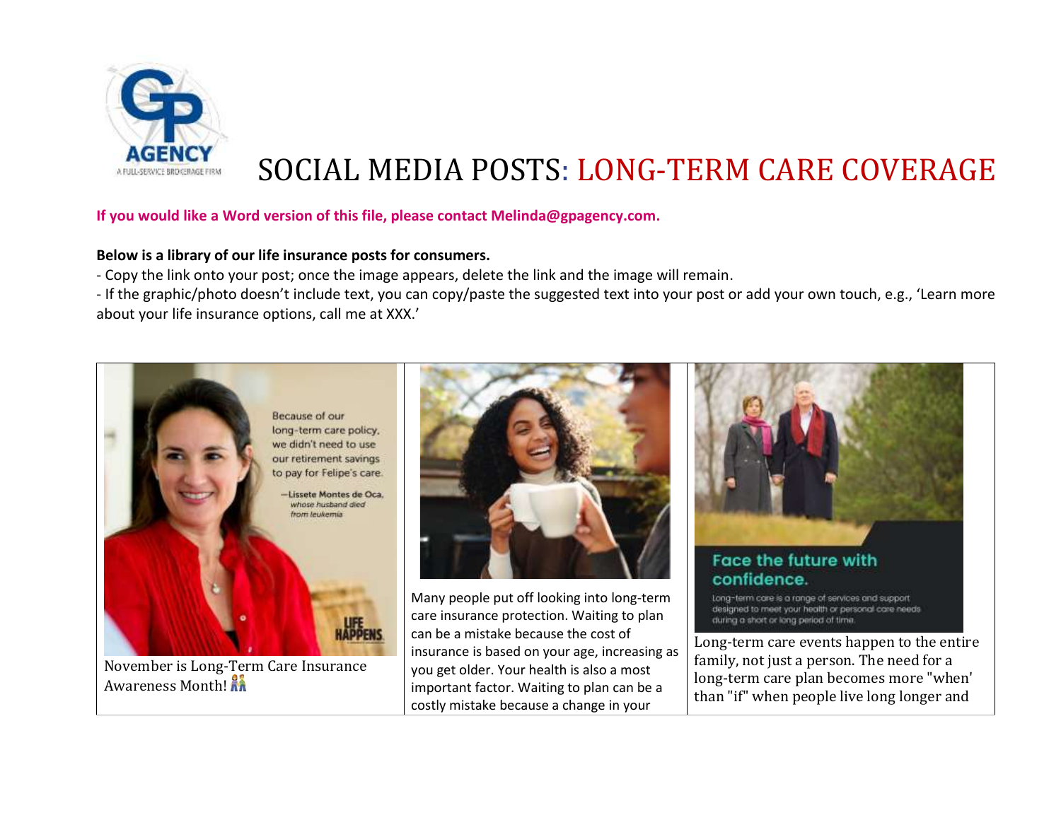# SOCIAL MEDIA POSTS: LONG-TERM CARE COVERAGE

**If you would like a Word version of this file, please contact Melinda@gpagency.com.**

**Below is a library of our life insurance posts for consumers.**

- Copy the link onto your post; once the image appears, delete the link and the image will remain.
- If the graphic/photo doesn't include text, you can copy/paste the suggested text into your post or add your own touch, e.g., 'Learn more about your life insurance options, call me at XXX.'

| | | |
|---|---|---|
| Because of our long-term care policy, we didn't need to use our retirement savings to pay for Felipe's care. —Lissete Montes de Oca, whose husband died from leukemia. LIFE HAPPENS<br><br>November is Long-Term Care Insurance Awareness Month! 👫 | Many people put off looking into long-term care insurance protection. Waiting to plan can be a mistake because the cost of insurance is based on your age, increasing as you get older. Your health is also a most important factor. Waiting to plan can be a costly mistake because a change in your | Face the future with confidence. Long-term care is a range of services and support designed to meet your health or personal care needs during a short or long period of time.<br><br>Long-term care events happen to the entire family, not just a person. The need for a long-term care plan becomes more "when' than "if" when people live long longer and |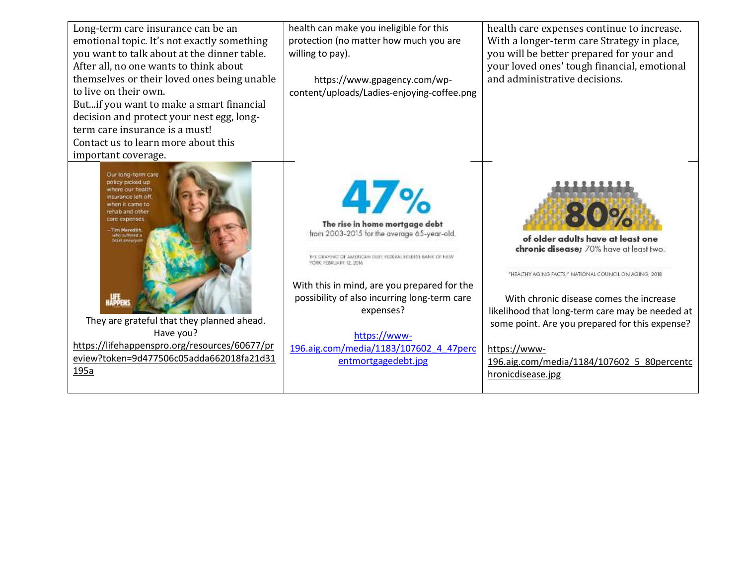| | | |
|---|---|---|
| Long-term care insurance can be an emotional topic. It's not exactly something you want to talk about at the dinner table. After all, no one wants to think about themselves or their loved ones being unable to live on their own. But...if you want to make a smart financial decision and protect your nest egg, long-term care insurance is a must! Contact us to learn more about this important coverage. | health can make you ineligible for this protection (no matter how much you are willing to pay). https://www.gpagency.com/wp-content/uploads/Ladies-enjoying-coffee.png | health care expenses continue to increase. With a longer-term care Strategy in place, you will be better prepared for your and your loved ones' tough financial, emotional and administrative decisions. |
| Our long-term care policy picked up where our health insurance left off, when it came to rehab and other care expenses. —Tim Meredith, who suffered a brain aneurysm LIFE HAPPENS They are grateful that they planned ahead. Have you? https://lifehappenspro.org/resources/60677/preview?token=9d477506c05adda662018fa21d31195a | **47%** **The rise in home mortgage debt** from 2003-2015 for the average 65-year-old. THE GRAYING OF AMERICAN DEBT, FEDERAL RESERVE BANK OF NEW YORK; FEBRUARY 12, 2016 With this in mind, are you prepared for the possibility of also incurring long-term care expenses? https://www-196.aig.com/media/1183/107602_4_47percentmortgagedebt.jpg | **80%** **of older adults have at least one chronic disease;** 70% have at least two. "HEALTHY AGING FACTS," NATIONAL COUNCIL ON AGING; 2018 With chronic disease comes the increase likelihood that long-term care may be needed at some point. Are you prepared for this expense? https://www-196.aig.com/media/1184/107602_5_80percentchronicdisease.jpg |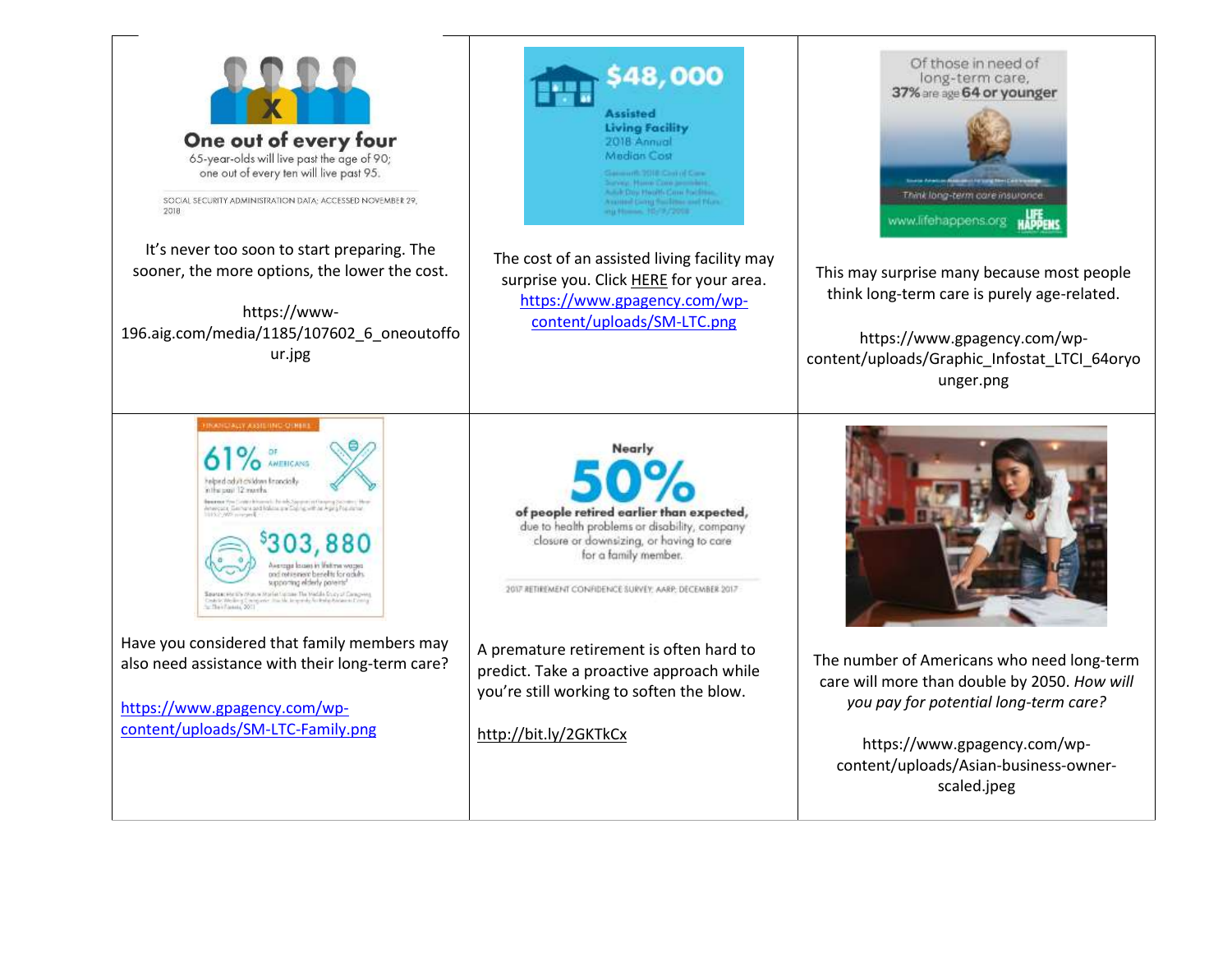| | | |
|---|---|---|
| **One out of every four** 65-year-olds will live past the age of 90; one out of every ten will live past 95. SOCIAL SECURITY ADMINISTRATION DATA; ACCESSED NOVEMBER 29, 2018<br><br>It's never too soon to start preparing. The sooner, the more options, the lower the cost.<br><br>https://www-196.aig.com/media/1185/107602_6_oneoutoffour.jpg | **$48,000** Assisted Living Facility 2018 Annual Median Cost<br><br>The cost of an assisted living facility may surprise you. Click HERE for your area. https://www.gpagency.com/wp-content/uploads/SM-LTC.png | Of those in need of long-term care, **37%** are age **64 or younger**<br>Think long-term care insurance.<br>www.lifehappens.org LIFE HAPPENS<br><br>This may surprise many because most people think long-term care is purely age-related.<br><br>https://www.gpagency.com/wp-content/uploads/Graphic_Infostat_LTCI_64oryounger.png |
| FINANCIALLY ASSISTING OTHERS<br>61% OF AMERICANS helped adult children financially in the past 12 months<br>$303,880 Average losses in lifetime wages and retirement benefits for adults supporting elderly parents<br><br>Have you considered that family members may also need assistance with their long-term care?<br><br>https://www.gpagency.com/wp-content/uploads/SM-LTC-Family.png | Nearly **50%** **of people retired earlier than expected,** due to health problems or disability, company closure or downsizing, or having to care for a family member.<br>2017 RETIREMENT CONFIDENCE SURVEY; AARP; DECEMBER 2017<br><br>A premature retirement is often hard to predict. Take a proactive approach while you're still working to soften the blow.<br><br>http://bit.ly/2GKTkCx | The number of Americans who need long-term care will more than double by 2050. *How will you pay for potential long-term care?*<br><br>https://www.gpagency.com/wp-content/uploads/Asian-business-owner-scaled.jpeg |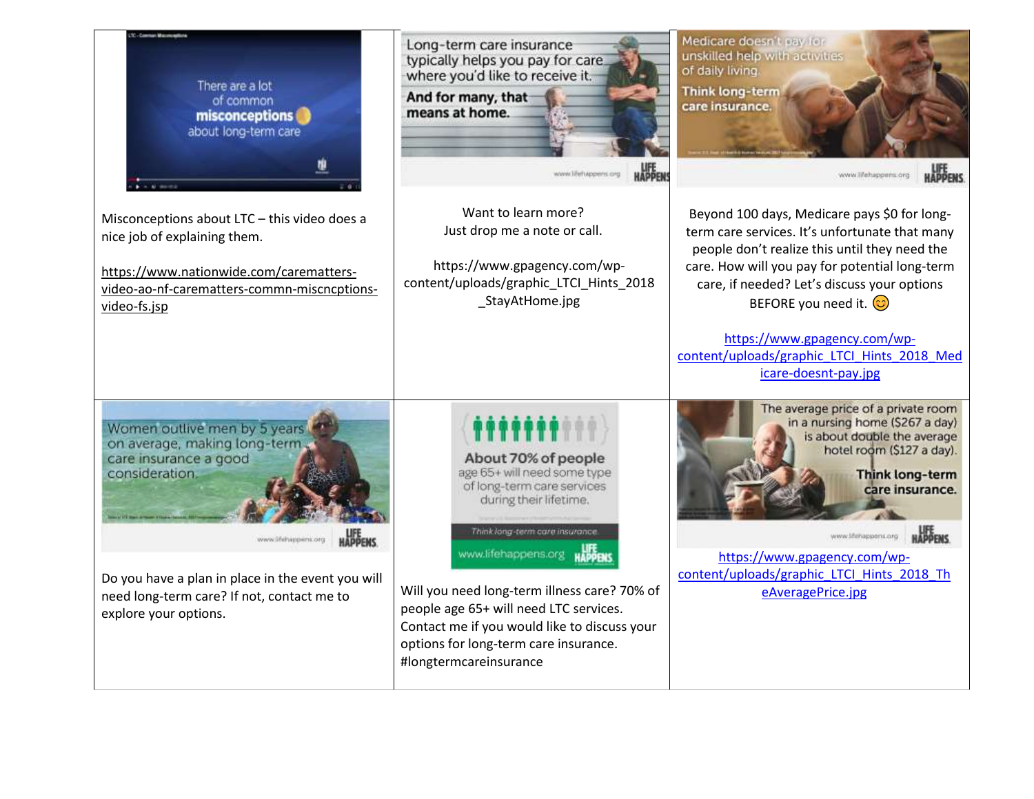| | | |
|---|---|---|
| Misconceptions about LTC – this video does a nice job of explaining them.<br><br>https://www.nationwide.com/carematters-video-ao-nf-carematters-commn-miscncptions-video-fs.jsp | Want to learn more?<br>Just drop me a note or call.<br><br>https://www.gpagency.com/wp-content/uploads/graphic_LTCI_Hints_2018_StayAtHome.jpg | Beyond 100 days, Medicare pays $0 for long-term care services. It's unfortunate that many people don't realize this until they need the care. How will you pay for potential long-term care, if needed? Let's discuss your options BEFORE you need it. 😊<br><br>https://www.gpagency.com/wp-content/uploads/graphic_LTCI_Hints_2018_Medicare-doesnt-pay.jpg |
| Do you have a plan in place in the event you will need long-term care? If not, contact me to explore your options. | Will you need long-term illness care? 70% of people age 65+ will need LTC services. Contact me if you would like to discuss your options for long-term care insurance. #longtermcareinsurance | https://www.gpagency.com/wp-content/uploads/graphic_LTCI_Hints_2018_TheAveragePrice.jpg |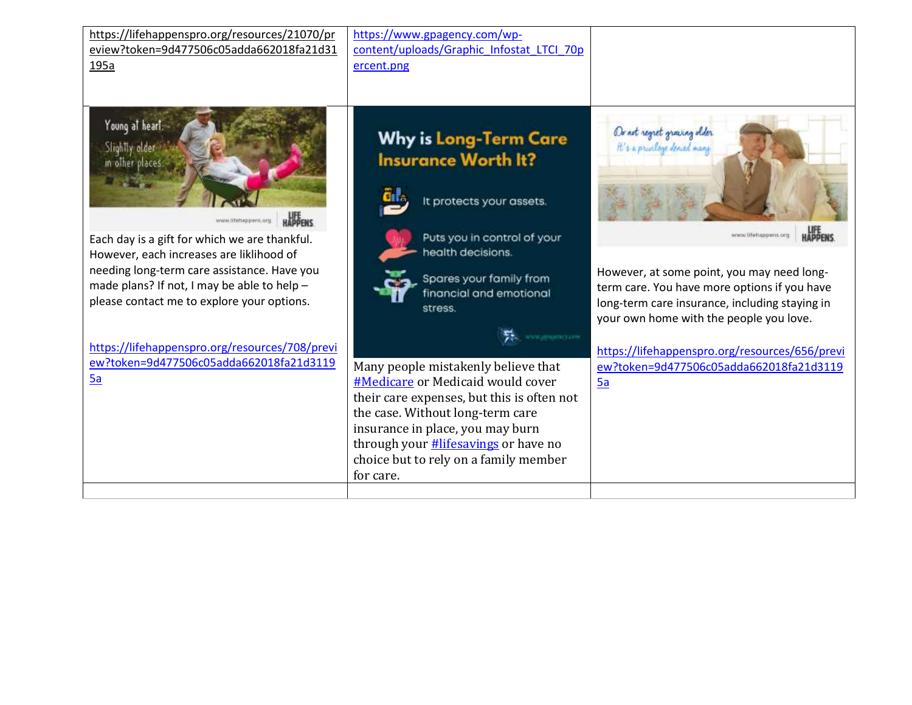| https://lifehappenspro.org/resources/21070/preview?token=9d477506c05adda662018fa21d31195a | https://www.gpagency.com/wp-content/uploads/Graphic_Infostat_LTCI_70percent.png | |
|---|---|---|
| Each day is a gift for which we are thankful. However, each increases are liklihood of needing long-term care assistance. Have you made plans? If not, I may be able to help – please contact me to explore your options. https://lifehappenspro.org/resources/708/preview?token=9d477506c05adda662018fa21d31195a | Many people mistakenly believe that #Medicare or Medicaid would cover their care expenses, but this is often not the case. Without long-term care insurance in place, you may burn through your #lifesavings or have no choice but to rely on a family member for care. | However, at some point, you may need long-term care. You have more options if you have long-term care insurance, including staying in your own home with the people you love. https://lifehappenspro.org/resources/656/preview?token=9d477506c05adda662018fa21d31195a |
| | | |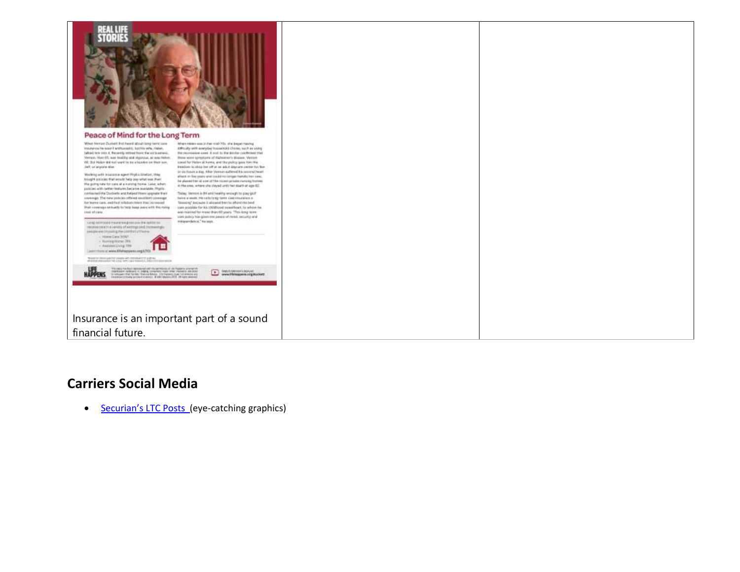| | | |
|---|---|---|
| Insurance is an important part of a sound financial future. | | |

## Carriers Social Media

- Securian's LTC Posts (eye-catching graphics)